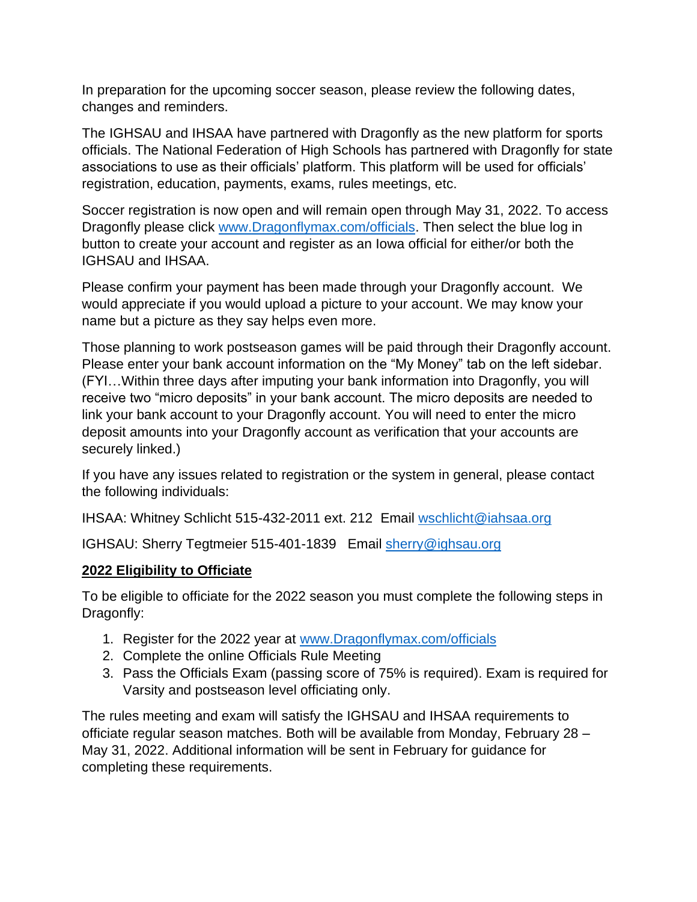In preparation for the upcoming soccer season, please review the following dates, changes and reminders.

The IGHSAU and IHSAA have partnered with Dragonfly as the new platform for sports officials. The National Federation of High Schools has partnered with Dragonfly for state associations to use as their officials' platform. This platform will be used for officials' registration, education, payments, exams, rules meetings, etc.

Soccer registration is now open and will remain open through May 31, 2022. To access Dragonfly please click [www.Dragonflymax.com/officials](http://www.Dragonflymax.com/officials). Then select the blue log in button to create your account and register as an Iowa official for either/or both the IGHSAU and IHSAA.

Please confirm your payment has been made through your Dragonfly account. We would appreciate if you would upload a picture to your account. We may know your name but a picture as they say helps even more.

Those planning to work postseason games will be paid through their Dragonfly account. Please enter your bank account information on the "My Money" tab on the left sidebar. (FYI…Within three days after imputing your bank information into Dragonfly, you will receive two "micro deposits" in your bank account. The micro deposits are needed to link your bank account to your Dragonfly account. You will need to enter the micro deposit amounts into your Dragonfly account as verification that your accounts are securely linked.)

If you have any issues related to registration or the system in general, please contact the following individuals:

IHSAA: Whitney Schlicht 515-432-2011 ext. 212 Email [wschlicht@iahsaa.org](mailto:wschlicht@iahsaa.org)

IGHSAU: Sherry Tegtmeier 515-401-1839 Email [sherry@ighsau.org](mailto:sherry@ighsau.org)

**2022 Eligibility to Officiate**

To be eligible to officiate for the 2022 season you must complete the following steps in Dragonfly:

1. Register for the 2022 year at [www.Dragonflymax.com/officials](http://www.Dragonflymax.com/officials)
2. Complete the online Officials Rule Meeting
3. Pass the Officials Exam (passing score of 75% is required). Exam is required for Varsity and postseason level officiating only.

The rules meeting and exam will satisfy the IGHSAU and IHSAA requirements to officiate regular season matches. Both will be available from Monday, February 28 – May 31, 2022. Additional information will be sent in February for guidance for completing these requirements.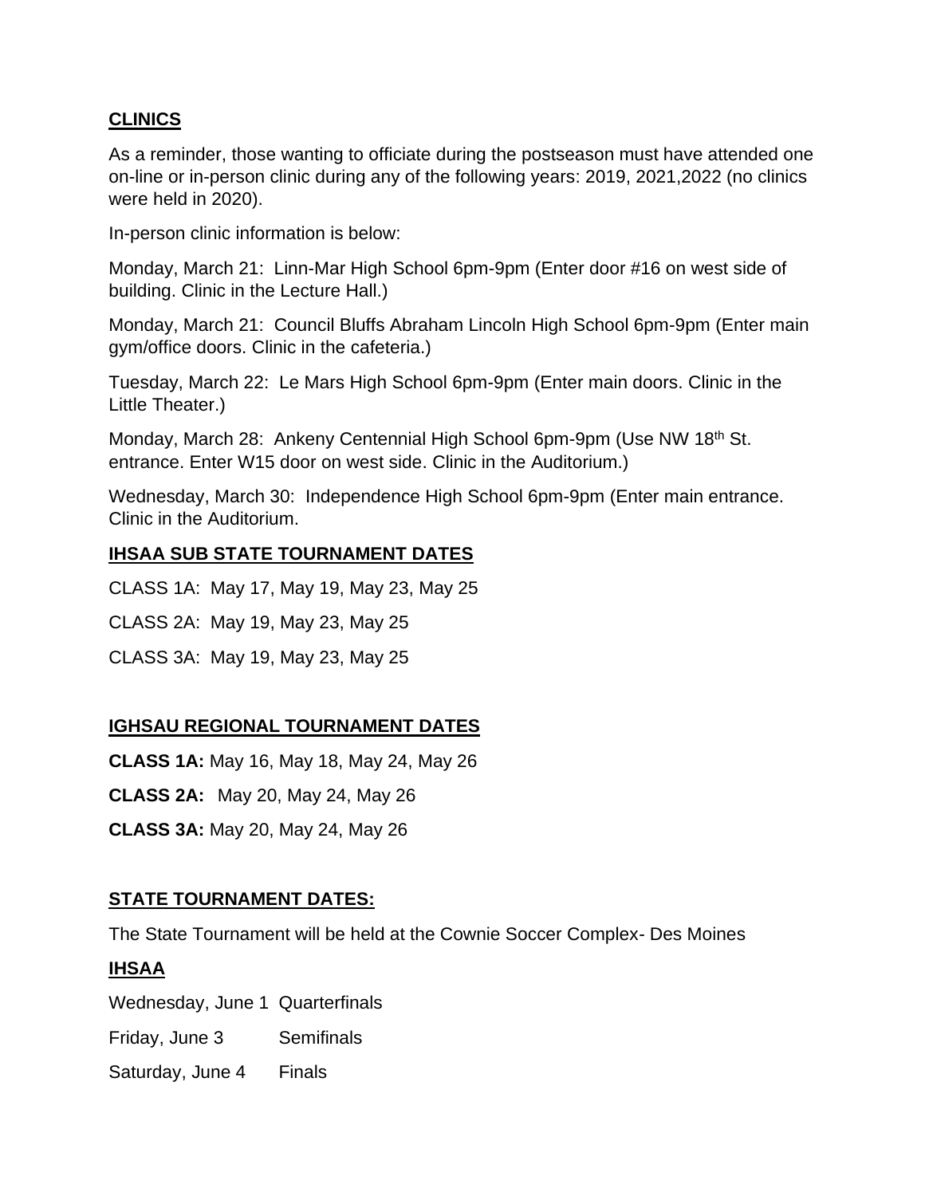## CLINICS

As a reminder, those wanting to officiate during the postseason must have attended one on-line or in-person clinic during any of the following years: 2019, 2021,2022 (no clinics were held in 2020).

In-person clinic information is below:

Monday, March 21: Linn-Mar High School 6pm-9pm (Enter door #16 on west side of building. Clinic in the Lecture Hall.)

Monday, March 21: Council Bluffs Abraham Lincoln High School 6pm-9pm (Enter main gym/office doors. Clinic in the cafeteria.)

Tuesday, March 22: Le Mars High School 6pm-9pm (Enter main doors. Clinic in the Little Theater.)

Monday, March 28: Ankeny Centennial High School 6pm-9pm (Use NW 18th St. entrance. Enter W15 door on west side. Clinic in the Auditorium.)

Wednesday, March 30: Independence High School 6pm-9pm (Enter main entrance. Clinic in the Auditorium.

## IHSAA SUB STATE TOURNAMENT DATES

CLASS 1A: May 17, May 19, May 23, May 25

CLASS 2A: May 19, May 23, May 25

CLASS 3A: May 19, May 23, May 25

## IGHSAU REGIONAL TOURNAMENT DATES

**CLASS 1A:** May 16, May 18, May 24, May 26

**CLASS 2A:** May 20, May 24, May 26

**CLASS 3A:** May 20, May 24, May 26

## STATE TOURNAMENT DATES:

The State Tournament will be held at the Cownie Soccer Complex- Des Moines

### IHSAA

Wednesday, June 1 Quarterfinals

Friday, June 3 Semifinals

Saturday, June 4 Finals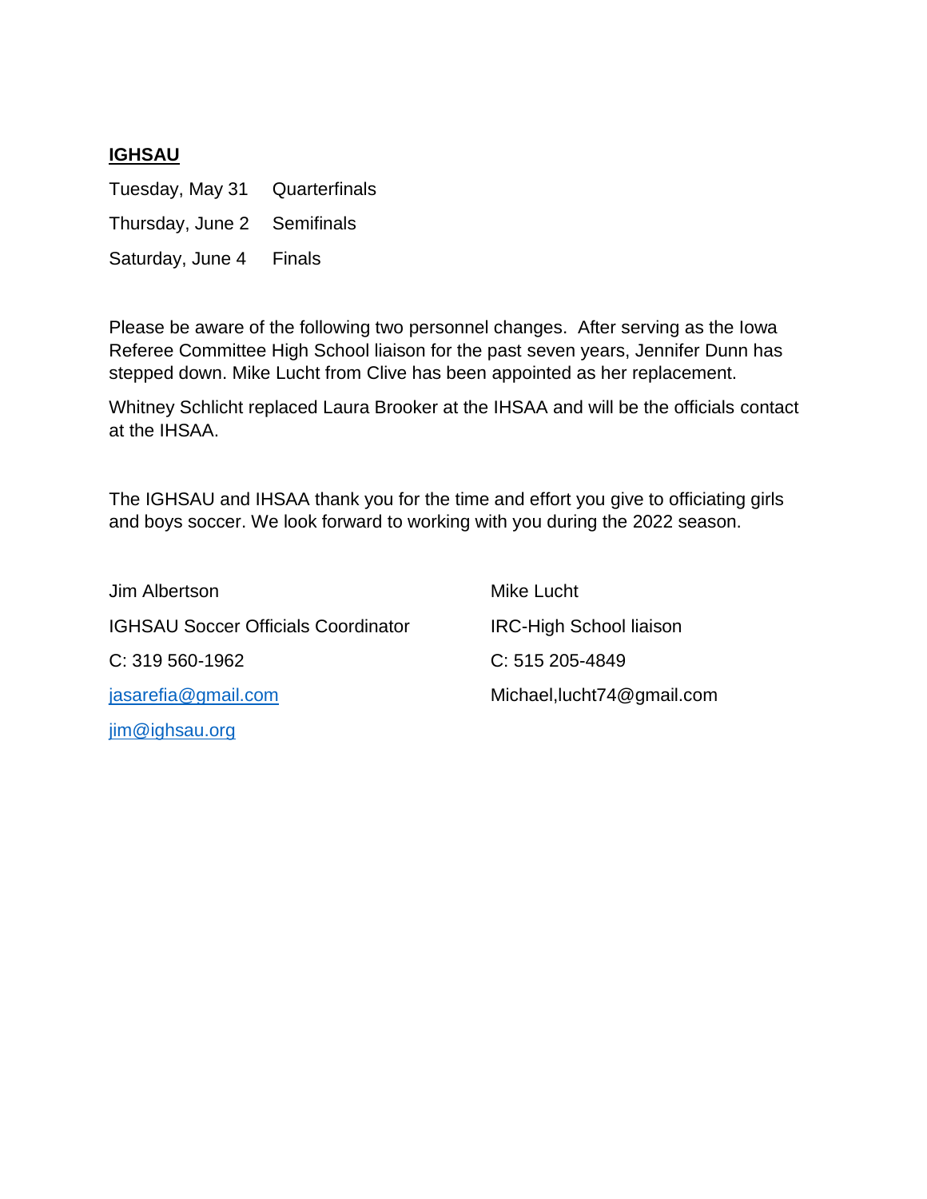**IGHSAU**

| | |
|---|---|
| Tuesday, May 31 | Quarterfinals |
| Thursday, June 2 | Semifinals |
| Saturday, June 4 | Finals |

Please be aware of the following two personnel changes. After serving as the Iowa Referee Committee High School liaison for the past seven years, Jennifer Dunn has stepped down. Mike Lucht from Clive has been appointed as her replacement.

Whitney Schlicht replaced Laura Brooker at the IHSAA and will be the officials contact at the IHSAA.

The IGHSAU and IHSAA thank you for the time and effort you give to officiating girls and boys soccer. We look forward to working with you during the 2022 season.

Jim Albertson
IGHSAU Soccer Officials Coordinator
C: 319 560-1962
jasarefia@gmail.com
jim@ighsau.org

Mike Lucht
IRC-High School liaison
C: 515 205-4849
Michael,lucht74@gmail.com